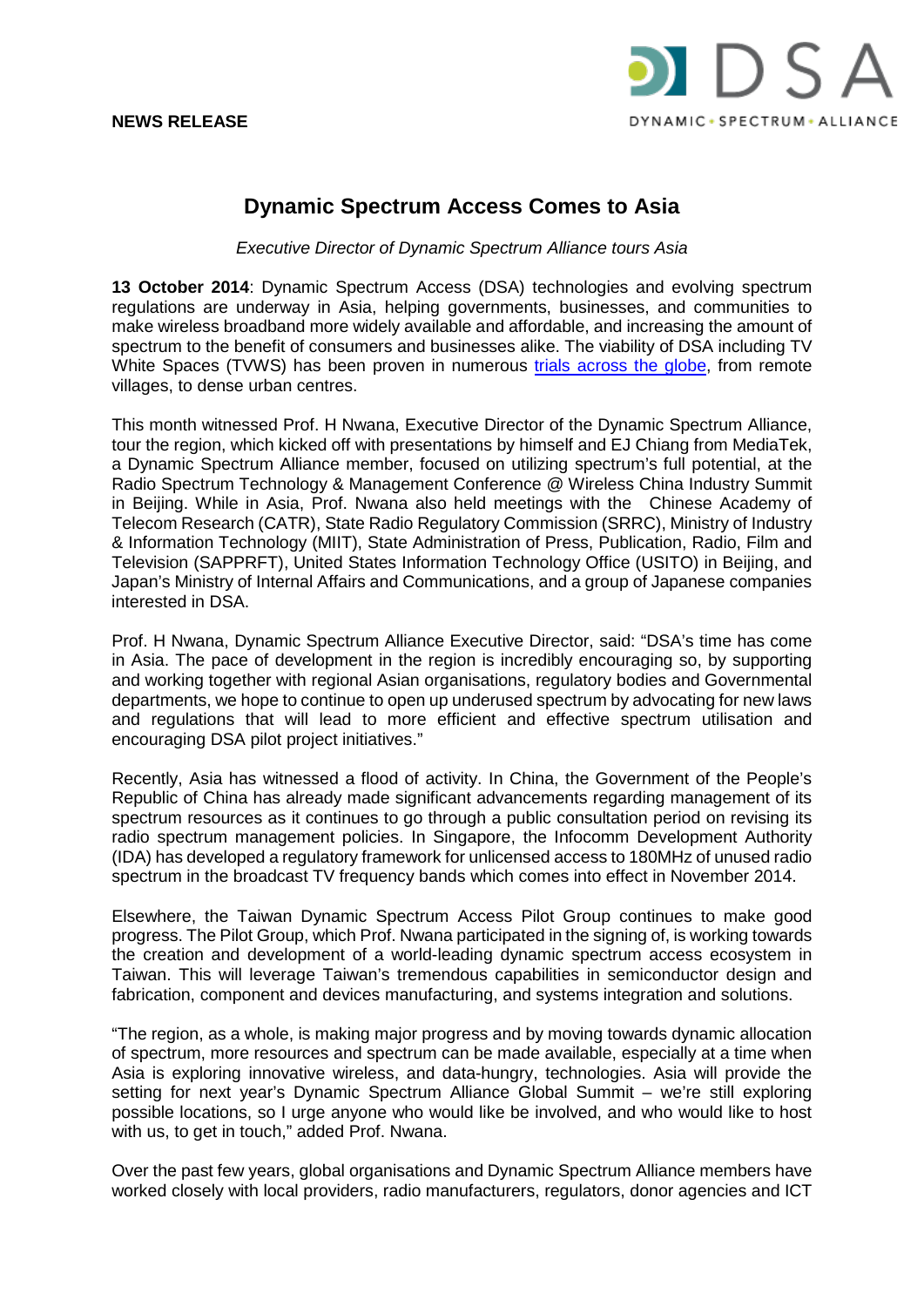**NEWS RELEASE**

# Dynamic Spectrum Access Comes to Asia

*Executive Director of Dynamic Spectrum Alliance tours Asia*

**13 October 2014**: Dynamic Spectrum Access (DSA) technologies and evolving spectrum regulations are underway in Asia, helping governments, businesses, and communities to make wireless broadband more widely available and affordable, and increasing the amount of spectrum to the benefit of consumers and businesses alike. The viability of DSA including TV White Spaces (TVWS) has been proven in numerous trials across the globe, from remote villages, to dense urban centres.

This month witnessed Prof. H Nwana, Executive Director of the Dynamic Spectrum Alliance, tour the region, which kicked off with presentations by himself and EJ Chiang from MediaTek, a Dynamic Spectrum Alliance member, focused on utilizing spectrum's full potential, at the Radio Spectrum Technology & Management Conference @ Wireless China Industry Summit in Beijing. While in Asia, Prof. Nwana also held meetings with the Chinese Academy of Telecom Research (CATR), State Radio Regulatory Commission (SRRC), Ministry of Industry & Information Technology (MIIT), State Administration of Press, Publication, Radio, Film and Television (SAPPRFT), United States Information Technology Office (USITO) in Beijing, and Japan's Ministry of Internal Affairs and Communications, and a group of Japanese companies interested in DSA.

Prof. H Nwana, Dynamic Spectrum Alliance Executive Director, said: "DSA's time has come in Asia. The pace of development in the region is incredibly encouraging so, by supporting and working together with regional Asian organisations, regulatory bodies and Governmental departments, we hope to continue to open up underused spectrum by advocating for new laws and regulations that will lead to more efficient and effective spectrum utilisation and encouraging DSA pilot project initiatives."

Recently, Asia has witnessed a flood of activity. In China, the Government of the People's Republic of China has already made significant advancements regarding management of its spectrum resources as it continues to go through a public consultation period on revising its radio spectrum management policies. In Singapore, the Infocomm Development Authority (IDA) has developed a regulatory framework for unlicensed access to 180MHz of unused radio spectrum in the broadcast TV frequency bands which comes into effect in November 2014.

Elsewhere, the Taiwan Dynamic Spectrum Access Pilot Group continues to make good progress. The Pilot Group, which Prof. Nwana participated in the signing of, is working towards the creation and development of a world-leading dynamic spectrum access ecosystem in Taiwan. This will leverage Taiwan's tremendous capabilities in semiconductor design and fabrication, component and devices manufacturing, and systems integration and solutions.

"The region, as a whole, is making major progress and by moving towards dynamic allocation of spectrum, more resources and spectrum can be made available, especially at a time when Asia is exploring innovative wireless, and data-hungry, technologies. Asia will provide the setting for next year's Dynamic Spectrum Alliance Global Summit – we're still exploring possible locations, so I urge anyone who would like be involved, and who would like to host with us, to get in touch," added Prof. Nwana.

Over the past few years, global organisations and Dynamic Spectrum Alliance members have worked closely with local providers, radio manufacturers, regulators, donor agencies and ICT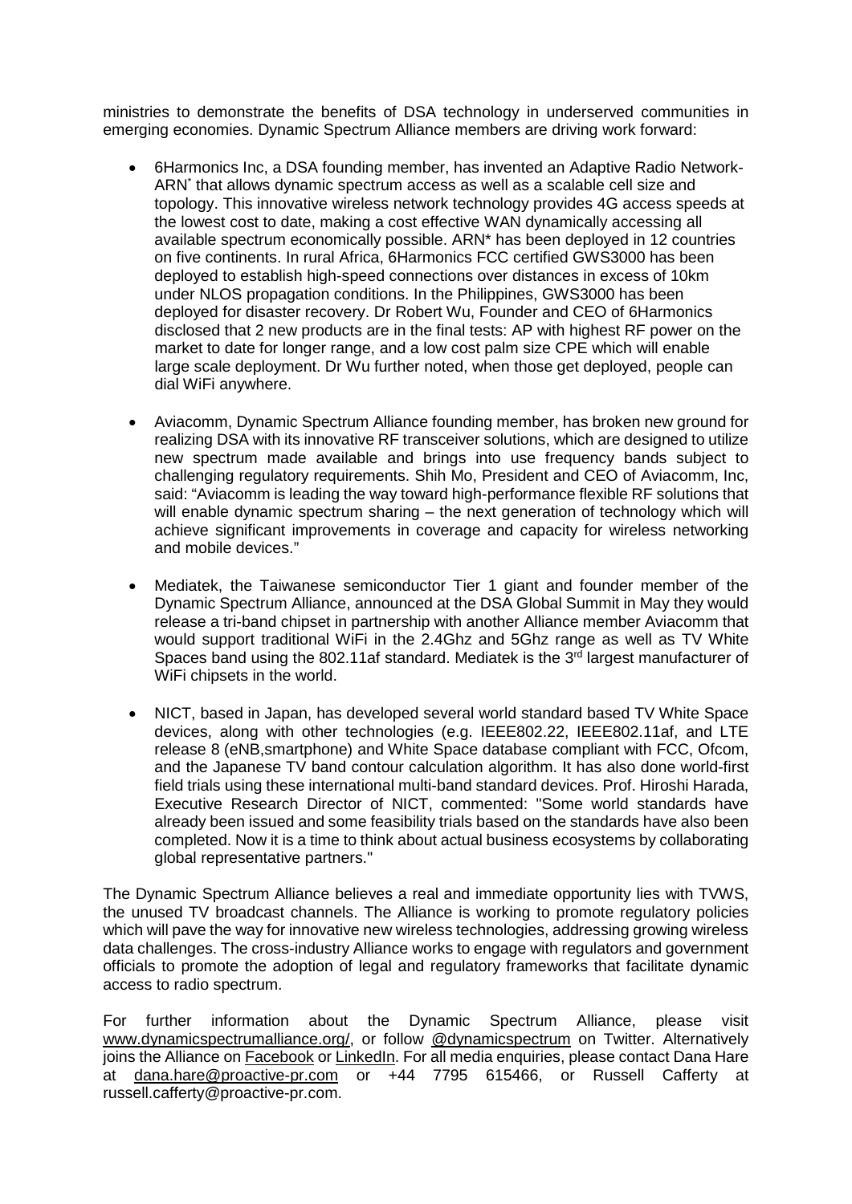ministries to demonstrate the benefits of DSA technology in underserved communities in emerging economies. Dynamic Spectrum Alliance members are driving work forward:

- 6Harmonics Inc, a DSA founding member, has invented an Adaptive Radio Network-ARN* that allows dynamic spectrum access as well as a scalable cell size and topology. This innovative wireless network technology provides 4G access speeds at the lowest cost to date, making a cost effective WAN dynamically accessing all available spectrum economically possible. ARN* has been deployed in 12 countries on five continents. In rural Africa, 6Harmonics FCC certified GWS3000 has been deployed to establish high-speed connections over distances in excess of 10km under NLOS propagation conditions. In the Philippines, GWS3000 has been deployed for disaster recovery. Dr Robert Wu, Founder and CEO of 6Harmonics disclosed that 2 new products are in the final tests: AP with highest RF power on the market to date for longer range, and a low cost palm size CPE which will enable large scale deployment. Dr Wu further noted, when those get deployed, people can dial WiFi anywhere.

- Aviacomm, Dynamic Spectrum Alliance founding member, has broken new ground for realizing DSA with its innovative RF transceiver solutions, which are designed to utilize new spectrum made available and brings into use frequency bands subject to challenging regulatory requirements. Shih Mo, President and CEO of Aviacomm, Inc, said: "Aviacomm is leading the way toward high-performance flexible RF solutions that will enable dynamic spectrum sharing – the next generation of technology which will achieve significant improvements in coverage and capacity for wireless networking and mobile devices."

- Mediatek, the Taiwanese semiconductor Tier 1 giant and founder member of the Dynamic Spectrum Alliance, announced at the DSA Global Summit in May they would release a tri-band chipset in partnership with another Alliance member Aviacomm that would support traditional WiFi in the 2.4Ghz and 5Ghz range as well as TV White Spaces band using the 802.11af standard. Mediatek is the 3rd largest manufacturer of WiFi chipsets in the world.

- NICT, based in Japan, has developed several world standard based TV White Space devices, along with other technologies (e.g. IEEE802.22, IEEE802.11af, and LTE release 8 (eNB,smartphone) and White Space database compliant with FCC, Ofcom, and the Japanese TV band contour calculation algorithm. It has also done world-first field trials using these international multi-band standard devices. Prof. Hiroshi Harada, Executive Research Director of NICT, commented: "Some world standards have already been issued and some feasibility trials based on the standards have also been completed. Now it is a time to think about actual business ecosystems by collaborating global representative partners."

The Dynamic Spectrum Alliance believes a real and immediate opportunity lies with TVWS, the unused TV broadcast channels. The Alliance is working to promote regulatory policies which will pave the way for innovative new wireless technologies, addressing growing wireless data challenges. The cross-industry Alliance works to engage with regulators and government officials to promote the adoption of legal and regulatory frameworks that facilitate dynamic access to radio spectrum.

For further information about the Dynamic Spectrum Alliance, please visit www.dynamicspectrumalliance.org/, or follow @dynamicspectrum on Twitter. Alternatively joins the Alliance on Facebook or LinkedIn. For all media enquiries, please contact Dana Hare at dana.hare@proactive-pr.com or +44 7795 615466, or Russell Cafferty at russell.cafferty@proactive-pr.com.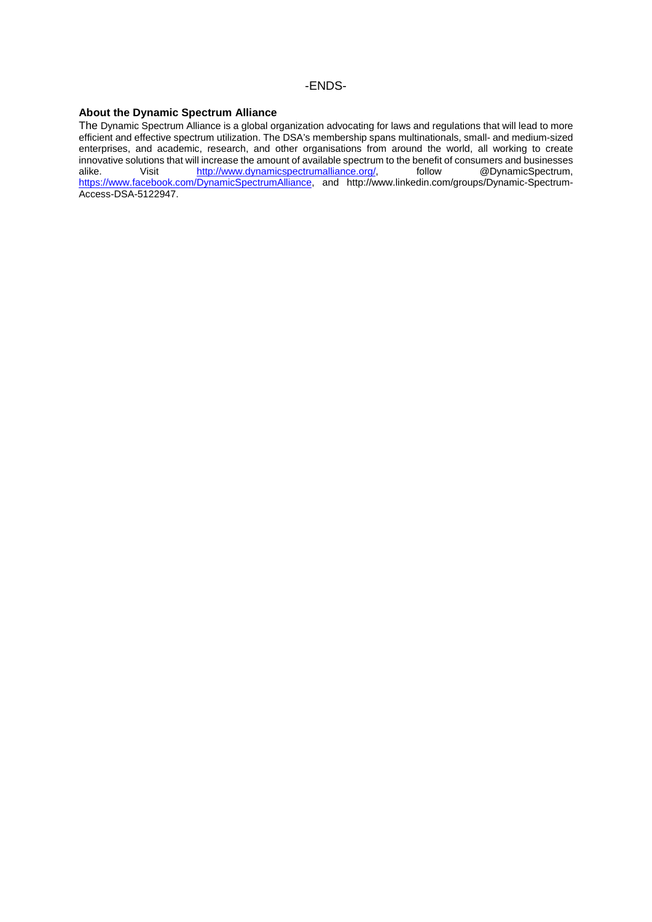-ENDS-

**About the Dynamic Spectrum Alliance**

The Dynamic Spectrum Alliance is a global organization advocating for laws and regulations that will lead to more efficient and effective spectrum utilization. The DSA's membership spans multinationals, small- and medium-sized enterprises, and academic, research, and other organisations from around the world, all working to create innovative solutions that will increase the amount of available spectrum to the benefit of consumers and businesses alike. Visit http://www.dynamicspectrumalliance.org/, follow @DynamicSpectrum, https://www.facebook.com/DynamicSpectrumAlliance, and http://www.linkedin.com/groups/Dynamic-Spectrum-Access-DSA-5122947.